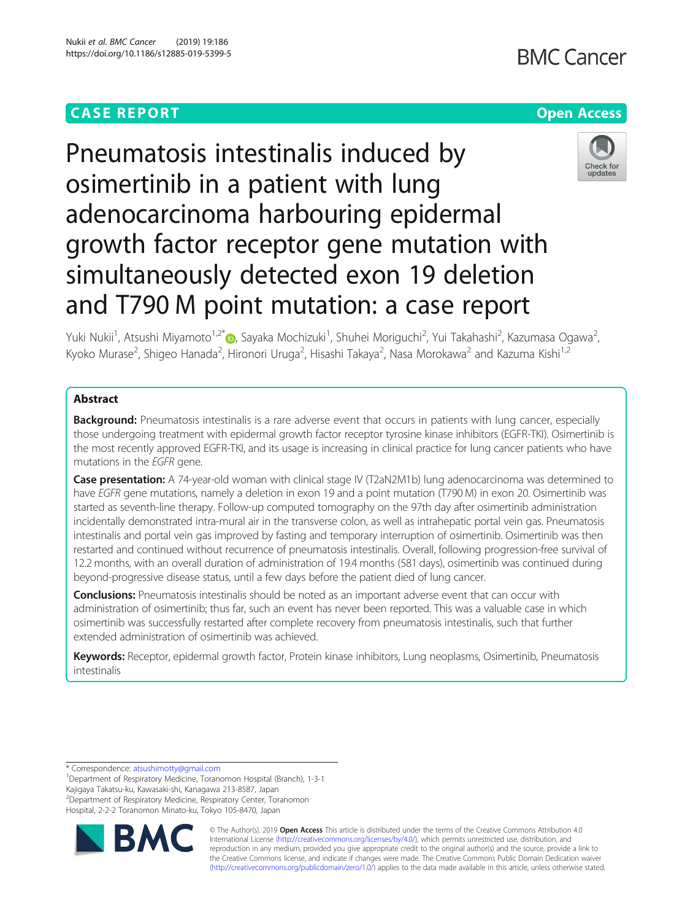CASE REPORT

Open Access

# Pneumatosis intestinalis induced by osimertinib in a patient with lung adenocarcinoma harbouring epidermal growth factor receptor gene mutation with simultaneously detected exon 19 deletion and T790 M point mutation: a case report

Yuki Nukii[1], Atsushi Miyamoto[1,2*], Sayaka Mochizuki[1], Shuhei Moriguchi[2], Yui Takahashi[2], Kazumasa Ogawa[2], Kyoko Murase[2], Shigeo Hanada[2], Hironori Uruga[2], Hisashi Takaya[2], Nasa Morokawa[2] and Kazuma Kishi[1,2]

## Abstract

**Background:** Pneumatosis intestinalis is a rare adverse event that occurs in patients with lung cancer, especially those undergoing treatment with epidermal growth factor receptor tyrosine kinase inhibitors (EGFR-TKI). Osimertinib is the most recently approved EGFR-TKI, and its usage is increasing in clinical practice for lung cancer patients who have mutations in the *EGFR* gene.

**Case presentation:** A 74-year-old woman with clinical stage IV (T2aN2M1b) lung adenocarcinoma was determined to have *EGFR* gene mutations, namely a deletion in exon 19 and a point mutation (T790 M) in exon 20. Osimertinib was started as seventh-line therapy. Follow-up computed tomography on the 97th day after osimertinib administration incidentally demonstrated intra-mural air in the transverse colon, as well as intrahepatic portal vein gas. Pneumatosis intestinalis and portal vein gas improved by fasting and temporary interruption of osimertinib. Osimertinib was then restarted and continued without recurrence of pneumatosis intestinalis. Overall, following progression-free survival of 12.2 months, with an overall duration of administration of 19.4 months (581 days), osimertinib was continued during beyond-progressive disease status, until a few days before the patient died of lung cancer.

**Conclusions:** Pneumatosis intestinalis should be noted as an important adverse event that can occur with administration of osimertinib; thus far, such an event has never been reported. This was a valuable case in which osimertinib was successfully restarted after complete recovery from pneumatosis intestinalis, such that further extended administration of osimertinib was achieved.

**Keywords:** Receptor, epidermal growth factor, Protein kinase inhibitors, Lung neoplasms, Osimertinib, Pneumatosis intestinalis

---

\* Correspondence: atsushimotty@gmail.com

[1]Department of Respiratory Medicine, Toranomon Hospital (Branch), 1-3-1 Kajigaya Takatsu-ku, Kawasaki-shi, Kanagawa 213-8587, Japan

[2]Department of Respiratory Medicine, Respiratory Center, Toranomon Hospital, 2-2-2 Toranomon Minato-ku, Tokyo 105-8470, Japan

© The Author(s). 2019 **Open Access** This article is distributed under the terms of the Creative Commons Attribution 4.0 International License (http://creativecommons.org/licenses/by/4.0/), which permits unrestricted use, distribution, and reproduction in any medium, provided you give appropriate credit to the original author(s) and the source, provide a link to the Creative Commons license, and indicate if changes were made. The Creative Commons Public Domain Dedication waiver (http://creativecommons.org/publicdomain/zero/1.0/) applies to the data made available in this article, unless otherwise stated.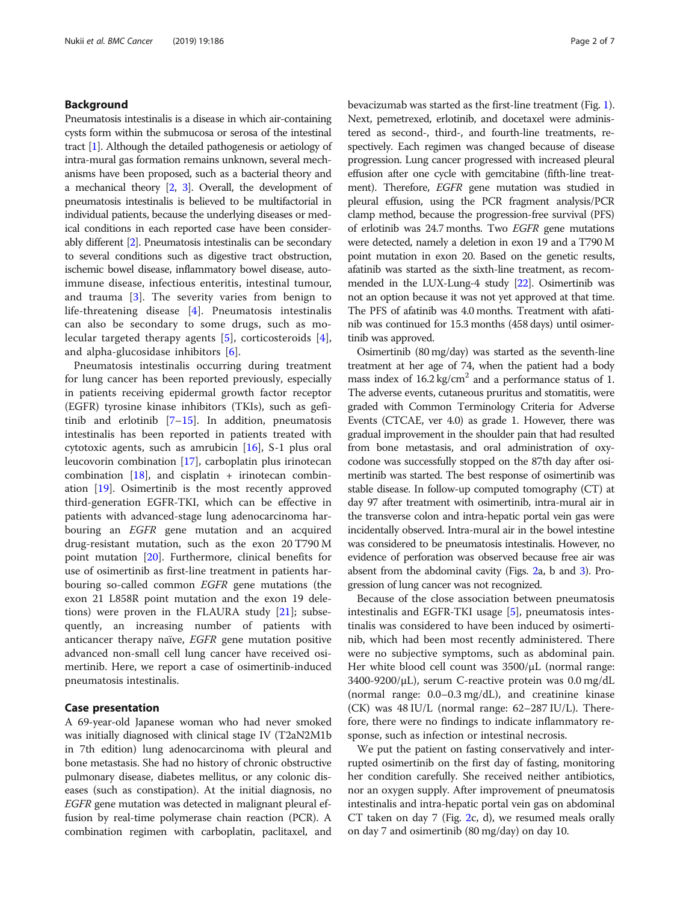## Background

Pneumatosis intestinalis is a disease in which air-containing cysts form within the submucosa or serosa of the intestinal tract [1]. Although the detailed pathogenesis or aetiology of intra-mural gas formation remains unknown, several mechanisms have been proposed, such as a bacterial theory and a mechanical theory [2, 3]. Overall, the development of pneumatosis intestinalis is believed to be multifactorial in individual patients, because the underlying diseases or medical conditions in each reported case have been considerably different [2]. Pneumatosis intestinalis can be secondary to several conditions such as digestive tract obstruction, ischemic bowel disease, inflammatory bowel disease, autoimmune disease, infectious enteritis, intestinal tumour, and trauma [3]. The severity varies from benign to life-threatening disease [4]. Pneumatosis intestinalis can also be secondary to some drugs, such as molecular targeted therapy agents [5], corticosteroids [4], and alpha-glucosidase inhibitors [6].

Pneumatosis intestinalis occurring during treatment for lung cancer has been reported previously, especially in patients receiving epidermal growth factor receptor (EGFR) tyrosine kinase inhibitors (TKIs), such as gefitinib and erlotinib [7–15]. In addition, pneumatosis intestinalis has been reported in patients treated with cytotoxic agents, such as amrubicin [16], S-1 plus oral leucovorin combination [17], carboplatin plus irinotecan combination [18], and cisplatin + irinotecan combination [19]. Osimertinib is the most recently approved third-generation EGFR-TKI, which can be effective in patients with advanced-stage lung adenocarcinoma harbouring an *EGFR* gene mutation and an acquired drug-resistant mutation, such as the exon 20 T790 M point mutation [20]. Furthermore, clinical benefits for use of osimertinib as first-line treatment in patients harbouring so-called common *EGFR* gene mutations (the exon 21 L858R point mutation and the exon 19 deletions) were proven in the FLAURA study [21]; subsequently, an increasing number of patients with anticancer therapy naïve, *EGFR* gene mutation positive advanced non-small cell lung cancer have received osimertinib. Here, we report a case of osimertinib-induced pneumatosis intestinalis.

## Case presentation

A 69-year-old Japanese woman who had never smoked was initially diagnosed with clinical stage IV (T2aN2M1b in 7th edition) lung adenocarcinoma with pleural and bone metastasis. She had no history of chronic obstructive pulmonary disease, diabetes mellitus, or any colonic diseases (such as constipation). At the initial diagnosis, no *EGFR* gene mutation was detected in malignant pleural effusion by real-time polymerase chain reaction (PCR). A combination regimen with carboplatin, paclitaxel, and bevacizumab was started as the first-line treatment (Fig. 1). Next, pemetrexed, erlotinib, and docetaxel were administered as second-, third-, and fourth-line treatments, respectively. Each regimen was changed because of disease progression. Lung cancer progressed with increased pleural effusion after one cycle with gemcitabine (fifth-line treatment). Therefore, *EGFR* gene mutation was studied in pleural effusion, using the PCR fragment analysis/PCR clamp method, because the progression-free survival (PFS) of erlotinib was 24.7 months. Two *EGFR* gene mutations were detected, namely a deletion in exon 19 and a T790 M point mutation in exon 20. Based on the genetic results, afatinib was started as the sixth-line treatment, as recommended in the LUX-Lung-4 study [22]. Osimertinib was not an option because it was not yet approved at that time. The PFS of afatinib was 4.0 months. Treatment with afatinib was continued for 15.3 months (458 days) until osimertinib was approved.

Osimertinib (80 mg/day) was started as the seventh-line treatment at her age of 74, when the patient had a body mass index of 16.2 kg/cm$^2$ and a performance status of 1. The adverse events, cutaneous pruritus and stomatitis, were graded with Common Terminology Criteria for Adverse Events (CTCAE, ver 4.0) as grade 1. However, there was gradual improvement in the shoulder pain that had resulted from bone metastasis, and oral administration of oxycodone was successfully stopped on the 87th day after osimertinib was started. The best response of osimertinib was stable disease. In follow-up computed tomography (CT) at day 97 after treatment with osimertinib, intra-mural air in the transverse colon and intra-hepatic portal vein gas were incidentally observed. Intra-mural air in the bowel intestine was considered to be pneumatosis intestinalis. However, no evidence of perforation was observed because free air was absent from the abdominal cavity (Figs. 2a, b and 3). Progression of lung cancer was not recognized.

Because of the close association between pneumatosis intestinalis and EGFR-TKI usage [5], pneumatosis intestinalis was considered to have been induced by osimertinib, which had been most recently administered. There were no subjective symptoms, such as abdominal pain. Her white blood cell count was 3500/μL (normal range: 3400-9200/μL), serum C-reactive protein was 0.0 mg/dL (normal range: 0.0–0.3 mg/dL), and creatinine kinase (CK) was 48 IU/L (normal range: 62–287 IU/L). Therefore, there were no findings to indicate inflammatory response, such as infection or intestinal necrosis.

We put the patient on fasting conservatively and interrupted osimertinib on the first day of fasting, monitoring her condition carefully. She received neither antibiotics, nor an oxygen supply. After improvement of pneumatosis intestinalis and intra-hepatic portal vein gas on abdominal CT taken on day 7 (Fig. 2c, d), we resumed meals orally on day 7 and osimertinib (80 mg/day) on day 10.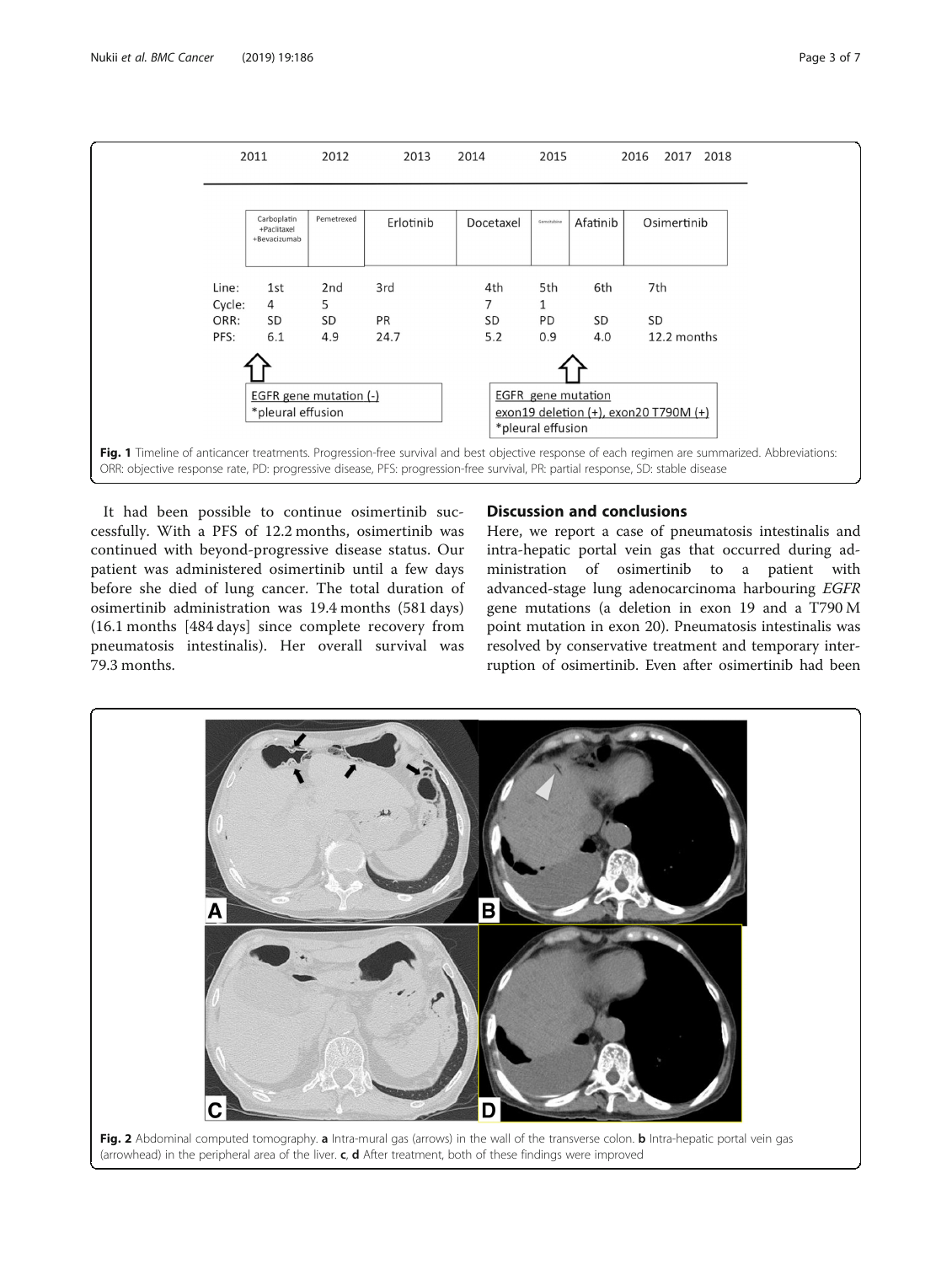Fig. 1 Timeline of anticancer treatments. Progression-free survival and best objective response of each regimen are summarized. Abbreviations: ORR: objective response rate, PD: progressive disease, PFS: progression-free survival, PR: partial response, SD: stable disease

It had been possible to continue osimertinib successfully. With a PFS of 12.2 months, osimertinib was continued with beyond-progressive disease status. Our patient was administered osimertinib until a few days before she died of lung cancer. The total duration of osimertinib administration was 19.4 months (581 days) (16.1 months [484 days] since complete recovery from pneumatosis intestinalis). Her overall survival was 79.3 months.

## Discussion and conclusions

Here, we report a case of pneumatosis intestinalis and intra-hepatic portal vein gas that occurred during administration of osimertinib to a patient with advanced-stage lung adenocarcinoma harbouring *EGFR* gene mutations (a deletion in exon 19 and a T790 M point mutation in exon 20). Pneumatosis intestinalis was resolved by conservative treatment and temporary interruption of osimertinib. Even after osimertinib had been

Fig. 2 Abdominal computed tomography. **a** Intra-mural gas (arrows) in the wall of the transverse colon. **b** Intra-hepatic portal vein gas (arrowhead) in the peripheral area of the liver. **c**, **d** After treatment, both of these findings were improved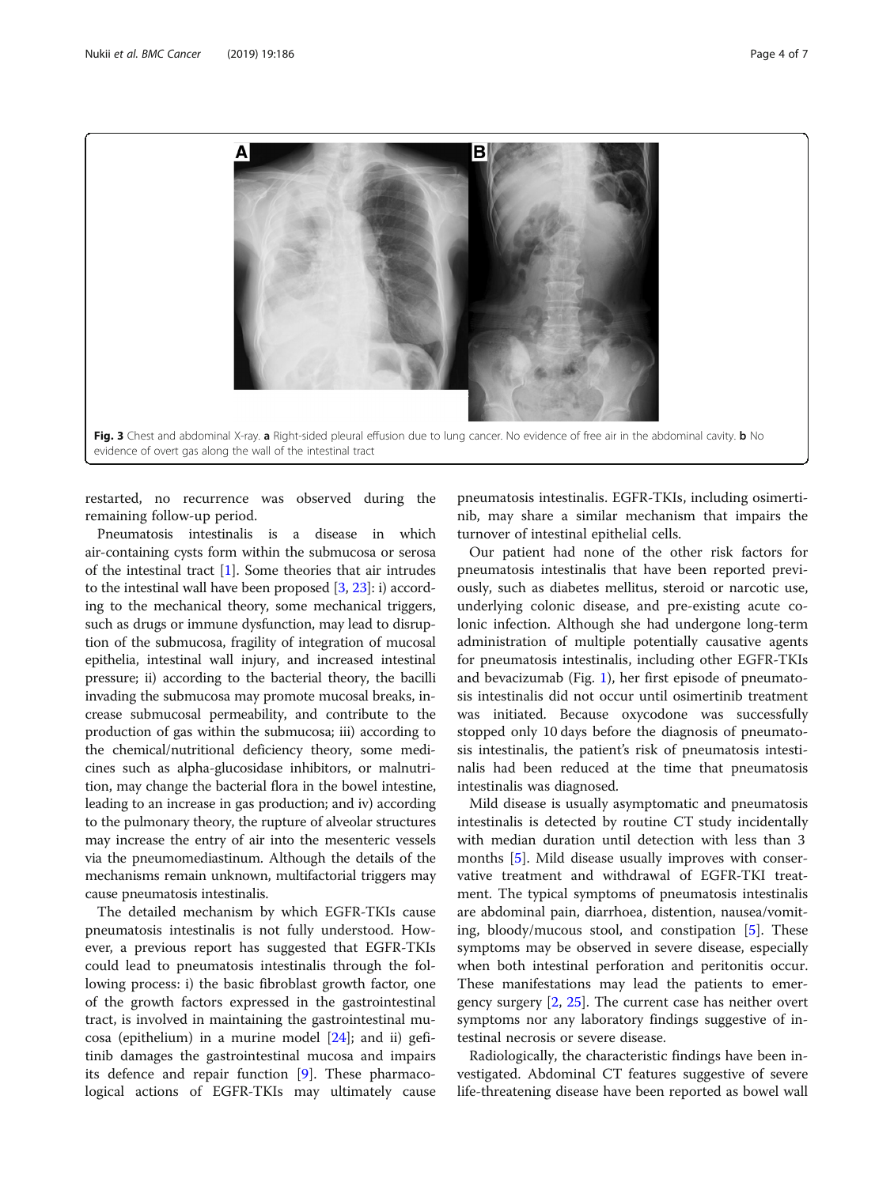Fig. 3 Chest and abdominal X-ray. **a** Right-sided pleural effusion due to lung cancer. No evidence of free air in the abdominal cavity. **b** No evidence of overt gas along the wall of the intestinal tract

restarted, no recurrence was observed during the remaining follow-up period.

Pneumatosis intestinalis is a disease in which air-containing cysts form within the submucosa or serosa of the intestinal tract [1]. Some theories that air intrudes to the intestinal wall have been proposed [3, 23]: i) according to the mechanical theory, some mechanical triggers, such as drugs or immune dysfunction, may lead to disruption of the submucosa, fragility of integration of mucosal epithelia, intestinal wall injury, and increased intestinal pressure; ii) according to the bacterial theory, the bacilli invading the submucosa may promote mucosal breaks, increase submucosal permeability, and contribute to the production of gas within the submucosa; iii) according to the chemical/nutritional deficiency theory, some medicines such as alpha-glucosidase inhibitors, or malnutrition, may change the bacterial flora in the bowel intestine, leading to an increase in gas production; and iv) according to the pulmonary theory, the rupture of alveolar structures may increase the entry of air into the mesenteric vessels via the pneumomediastinum. Although the details of the mechanisms remain unknown, multifactorial triggers may cause pneumatosis intestinalis.

The detailed mechanism by which EGFR-TKIs cause pneumatosis intestinalis is not fully understood. However, a previous report has suggested that EGFR-TKIs could lead to pneumatosis intestinalis through the following process: i) the basic fibroblast growth factor, one of the growth factors expressed in the gastrointestinal tract, is involved in maintaining the gastrointestinal mucosa (epithelium) in a murine model [24]; and ii) gefitinib damages the gastrointestinal mucosa and impairs its defence and repair function [9]. These pharmacological actions of EGFR-TKIs may ultimately cause pneumatosis intestinalis. EGFR-TKIs, including osimertinib, may share a similar mechanism that impairs the turnover of intestinal epithelial cells.

Our patient had none of the other risk factors for pneumatosis intestinalis that have been reported previously, such as diabetes mellitus, steroid or narcotic use, underlying colonic disease, and pre-existing acute colonic infection. Although she had undergone long-term administration of multiple potentially causative agents for pneumatosis intestinalis, including other EGFR-TKIs and bevacizumab (Fig. 1), her first episode of pneumatosis intestinalis did not occur until osimertinib treatment was initiated. Because oxycodone was successfully stopped only 10 days before the diagnosis of pneumatosis intestinalis, the patient's risk of pneumatosis intestinalis had been reduced at the time that pneumatosis intestinalis was diagnosed.

Mild disease is usually asymptomatic and pneumatosis intestinalis is detected by routine CT study incidentally with median duration until detection with less than 3 months [5]. Mild disease usually improves with conservative treatment and withdrawal of EGFR-TKI treatment. The typical symptoms of pneumatosis intestinalis are abdominal pain, diarrhoea, distention, nausea/vomiting, bloody/mucous stool, and constipation [5]. These symptoms may be observed in severe disease, especially when both intestinal perforation and peritonitis occur. These manifestations may lead the patients to emergency surgery [2, 25]. The current case has neither overt symptoms nor any laboratory findings suggestive of intestinal necrosis or severe disease.

Radiologically, the characteristic findings have been investigated. Abdominal CT features suggestive of severe life-threatening disease have been reported as bowel wall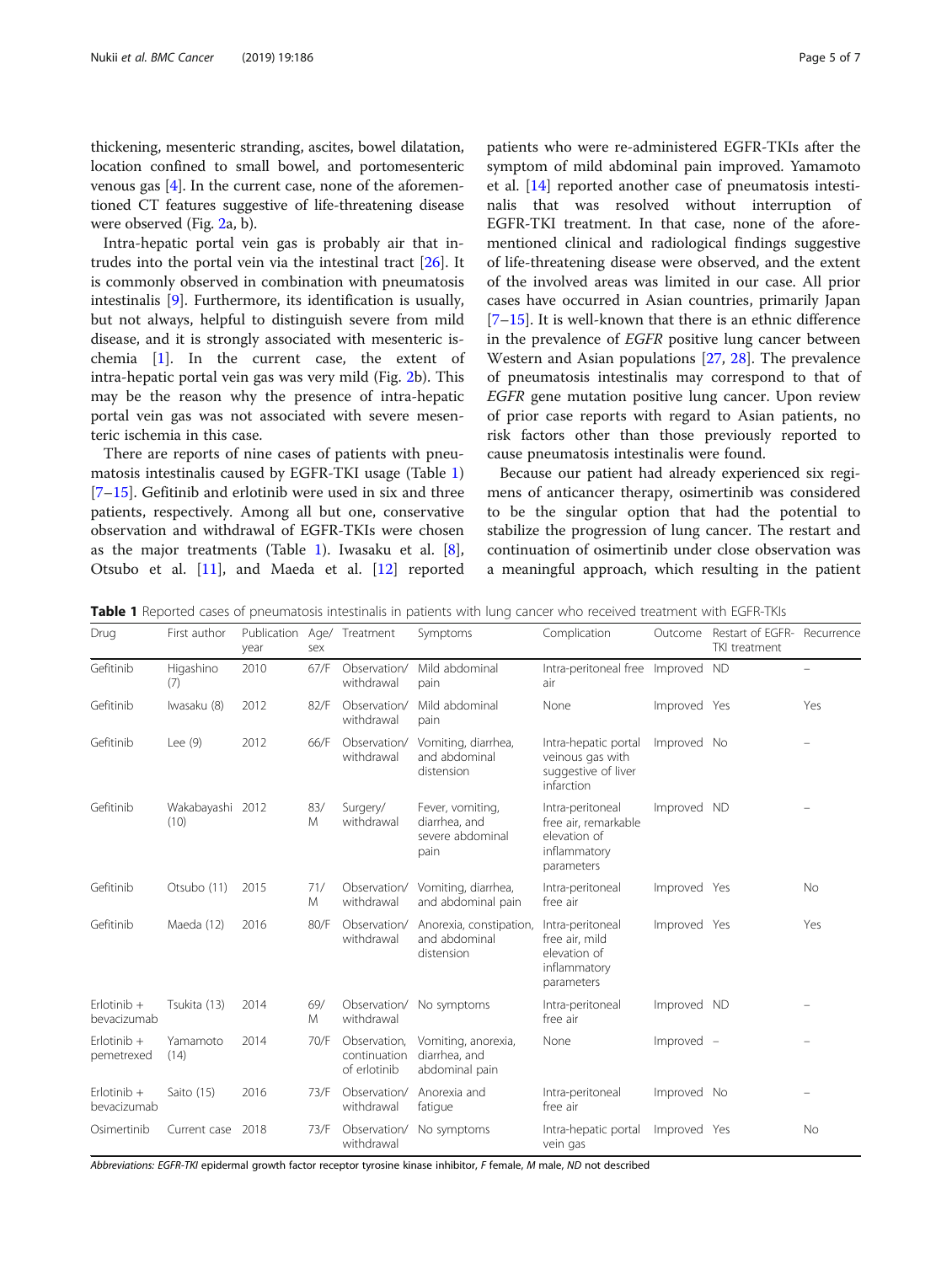thickening, mesenteric stranding, ascites, bowel dilatation, location confined to small bowel, and portomesenteric venous gas [4]. In the current case, none of the aforementioned CT features suggestive of life-threatening disease were observed (Fig. 2a, b).

Intra-hepatic portal vein gas is probably air that intrudes into the portal vein via the intestinal tract [26]. It is commonly observed in combination with pneumatosis intestinalis [9]. Furthermore, its identification is usually, but not always, helpful to distinguish severe from mild disease, and it is strongly associated with mesenteric ischemia [1]. In the current case, the extent of intra-hepatic portal vein gas was very mild (Fig. 2b). This may be the reason why the presence of intra-hepatic portal vein gas was not associated with severe mesenteric ischemia in this case.

There are reports of nine cases of patients with pneumatosis intestinalis caused by EGFR-TKI usage (Table 1) [7–15]. Gefitinib and erlotinib were used in six and three patients, respectively. Among all but one, conservative observation and withdrawal of EGFR-TKIs were chosen as the major treatments (Table 1). Iwasaku et al. [8], Otsubo et al. [11], and Maeda et al. [12] reported patients who were re-administered EGFR-TKIs after the symptom of mild abdominal pain improved. Yamamoto et al. [14] reported another case of pneumatosis intestinalis that was resolved without interruption of EGFR-TKI treatment. In that case, none of the aforementioned clinical and radiological findings suggestive of life-threatening disease were observed, and the extent of the involved areas was limited in our case. All prior cases have occurred in Asian countries, primarily Japan [7–15]. It is well-known that there is an ethnic difference in the prevalence of *EGFR* positive lung cancer between Western and Asian populations [27, 28]. The prevalence of pneumatosis intestinalis may correspond to that of *EGFR* gene mutation positive lung cancer. Upon review of prior case reports with regard to Asian patients, no risk factors other than those previously reported to cause pneumatosis intestinalis were found.

Because our patient had already experienced six regimens of anticancer therapy, osimertinib was considered to be the singular option that had the potential to stabilize the progression of lung cancer. The restart and continuation of osimertinib under close observation was a meaningful approach, which resulting in the patient

**Table 1** Reported cases of pneumatosis intestinalis in patients with lung cancer who received treatment with EGFR-TKIs

| Drug | First author | Publication year | Age/sex | Treatment | Symptoms | Complication | Outcome | Restart of EGFR-TKI treatment | Recurrence |
|---|---|---|---|---|---|---|---|---|---|
| Gefitinib | Higashino (7) | 2010 | 67/F | Observation/withdrawal | Mild abdominal pain | Intra-peritoneal free air | Improved | ND | – |
| Gefitinib | Iwasaku (8) | 2012 | 82/F | Observation/withdrawal | Mild abdominal pain | None | Improved | Yes | Yes |
| Gefitinib | Lee (9) | 2012 | 66/F | Observation/withdrawal | Vomiting, diarrhea, and abdominal distension | Intra-hepatic portal veinous gas with suggestive of liver infarction | Improved | No | – |
| Gefitinib | Wakabayashi (10) | 2012 | 83/M | Surgery/withdrawal | Fever, vomiting, diarrhea, and severe abdominal pain | Intra-peritoneal free air, remarkable elevation of inflammatory parameters | Improved | ND | – |
| Gefitinib | Otsubo (11) | 2015 | 71/M | Observation/withdrawal | Vomiting, diarrhea, and abdominal pain | Intra-peritoneal free air | Improved | Yes | No |
| Gefitinib | Maeda (12) | 2016 | 80/F | Observation/withdrawal | Anorexia, constipation, and abdominal distension | Intra-peritoneal free air, mild elevation of inflammatory parameters | Improved | Yes | Yes |
| Erlotinib + bevacizumab | Tsukita (13) | 2014 | 69/M | Observation/withdrawal | No symptoms | Intra-peritoneal free air | Improved | ND | – |
| Erlotinib + pemetrexed | Yamamoto (14) | 2014 | 70/F | Observation, continuation of erlotinib | Vomiting, anorexia, diarrhea, and abdominal pain | None | Improved | – | – |
| Erlotinib + bevacizumab | Saito (15) | 2016 | 73/F | Observation/withdrawal | Anorexia and fatigue | Intra-peritoneal free air | Improved | No | – |
| Osimertinib | Current case | 2018 | 73/F | Observation/withdrawal | No symptoms | Intra-hepatic portal vein gas | Improved | Yes | No |

*Abbreviations: EGFR-TKI* epidermal growth factor receptor tyrosine kinase inhibitor, *F* female, *M* male, *ND* not described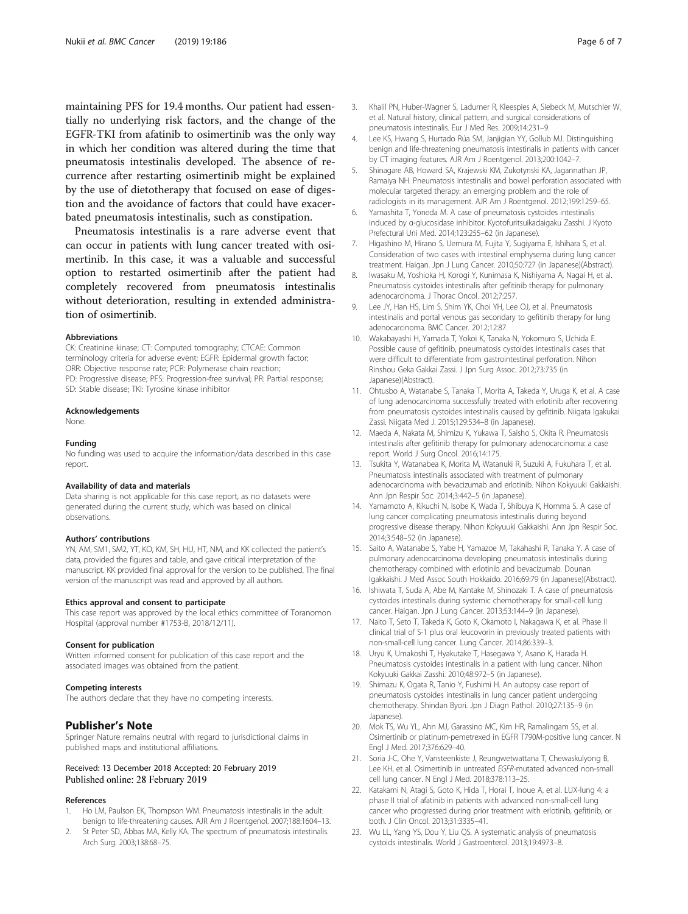maintaining PFS for 19.4 months. Our patient had essentially no underlying risk factors, and the change of the EGFR-TKI from afatinib to osimertinib was the only way in which her condition was altered during the time that pneumatosis intestinalis developed. The absence of recurrence after restarting osimertinib might be explained by the use of dietotherapy that focused on ease of digestion and the avoidance of factors that could have exacerbated pneumatosis intestinalis, such as constipation.

Pneumatosis intestinalis is a rare adverse event that can occur in patients with lung cancer treated with osimertinib. In this case, it was a valuable and successful option to restarted osimertinib after the patient had completely recovered from pneumatosis intestinalis without deterioration, resulting in extended administration of osimertinib.

#### Abbreviations

CK: Creatinine kinase; CT: Computed tomography; CTCAE: Common terminology criteria for adverse event; EGFR: Epidermal growth factor; ORR: Objective response rate; PCR: Polymerase chain reaction; PD: Progressive disease; PFS: Progression-free survival; PR: Partial response; SD: Stable disease; TKI: Tyrosine kinase inhibitor

#### Acknowledgements

None.

#### Funding

No funding was used to acquire the information/data described in this case report.

#### Availability of data and materials

Data sharing is not applicable for this case report, as no datasets were generated during the current study, which was based on clinical observations.

#### Authors' contributions

YN, AM, SM1, SM2, YT, KO, KM, SH, HU, HT, NM, and KK collected the patient's data, provided the figures and table, and gave critical interpretation of the manuscript. KK provided final approval for the version to be published. The final version of the manuscript was read and approved by all authors.

#### Ethics approval and consent to participate

This case report was approved by the local ethics committee of Toranomon Hospital (approval number #1753-B, 2018/12/11).

#### Consent for publication

Written informed consent for publication of this case report and the associated images was obtained from the patient.

#### Competing interests

The authors declare that they have no competing interests.

## Publisher's Note

Springer Nature remains neutral with regard to jurisdictional claims in published maps and institutional affiliations.

Received: 13 December 2018 Accepted: 20 February 2019
Published online: 28 February 2019

#### References

1. Ho LM, Paulson EK, Thompson WM. Pneumatosis intestinalis in the adult: benign to life-threatening causes. AJR Am J Roentgenol. 2007;188:1604–13.
2. St Peter SD, Abbas MA, Kelly KA. The spectrum of pneumatosis intestinalis. Arch Surg. 2003;138:68–75.
3. Khalil PN, Huber-Wagner S, Ladurner R, Kleespies A, Siebeck M, Mutschler W, et al. Natural history, clinical pattern, and surgical considerations of pneumatosis intestinalis. Eur J Med Res. 2009;14:231–9.
4. Lee KS, Hwang S, Hurtado Rúa SM, Janjigian YY, Gollub MJ. Distinguishing benign and life-threatening pneumatosis intestinalis in patients with cancer by CT imaging features. AJR Am J Roentgenol. 2013;200:1042–7.
5. Shinagare AB, Howard SA, Krajewski KM, Zukotynski KA, Jagannathan JP, Ramaiya NH. Pneumatosis intestinalis and bowel perforation associated with molecular targeted therapy: an emerging problem and the role of radiologists in its management. AJR Am J Roentgenol. 2012;199:1259–65.
6. Yamashita T, Yoneda M. A case of pneumatosis cystoides intestinalis induced by α-glucosidase inhibitor. Kyotofuritsuikadaigaku Zasshi. J Kyoto Prefectural Uni Med. 2014;123:255–62 (in Japanese).
7. Higashino M, Hirano S, Uemura M, Fujita Y, Sugiyama E, Ishihara S, et al. Consideration of two cases with intestinal emphysema during lung cancer treatment. Haigan. Jpn J Lung Cancer. 2010;50:727 (in Japanese)(Abstract).
8. Iwasaku M, Yoshioka H, Korogi Y, Kunimasa K, Nishiyama A, Nagai H, et al. Pneumatosis cystoides intestinalis after gefitinib therapy for pulmonary adenocarcinoma. J Thorac Oncol. 2012;7:257.
9. Lee JY, Han HS, Lim S, Shim YK, Choi YH, Lee OJ, et al. Pneumatosis intestinalis and portal venous gas secondary to gefitinib therapy for lung adenocarcinoma. BMC Cancer. 2012;12:87.
10. Wakabayashi H, Yamada T, Yokoi K, Tanaka N, Yokomuro S, Uchida E. Possible cause of gefitinib, pneumatosis cystoides intestinalis cases that were difficult to differentiate from gastrointestinal perforation. Nihon Rinshou Geka Gakkai Zassi. J Jpn Surg Assoc. 2012;73:735 (in Japanese)(Abstract).
11. Ohtusbo A, Watanabe S, Tanaka T, Morita A, Takeda Y, Uruga K, et al. A case of lung adenocarcinoma successfully treated with erlotinib after recovering from pneumatosis cystoides intestinalis caused by gefitinib. Niigata Igakukai Zassi. Niigata Med J. 2015;129:534–8 (in Japanese).
12. Maeda A, Nakata M, Shimizu K, Yukawa T, Saisho S, Okita R. Pneumatosis intestinalis after gefitinib therapy for pulmonary adenocarcinoma: a case report. World J Surg Oncol. 2016;14:175.
13. Tsukita Y, Watanabea K, Morita M, Watanuki R, Suzuki A, Fukuhara T, et al. Pneumatosis intestinalis associated with treatment of pulmonary adenocarcinoma with bevacizumab and erlotinib. Nihon Kokyuuki Gakkaishi. Ann Jpn Respir Soc. 2014;3:442–5 (in Japanese).
14. Yamamoto A, Kikuchi N, Isobe K, Wada T, Shibuya K, Homma S. A case of lung cancer complicating pneumatosis intestinalis during beyond progressive disease therapy. Nihon Kokyuuki Gakkaishi. Ann Jpn Respir Soc. 2014;3:548–52 (in Japanese).
15. Saito A, Watanabe S, Yabe H, Yamazoe M, Takahashi R, Tanaka Y. A case of pulmonary adenocarcinoma developing pneumatosis intestinalis during chemotherapy combined with erlotinib and bevacizumab. Dounan Igakkaishi. J Med Assoc South Hokkaido. 2016;69:79 (in Japanese)(Abstract).
16. Ishiwata T, Suda A, Abe M, Kantake M, Shinozaki T. A case of pneumatosis cystoides intestinalis during systemic chemotherapy for small-cell lung cancer. Haigan. Jpn J Lung Cancer. 2013;53:144–9 (in Japanese).
17. Naito T, Seto T, Takeda K, Goto K, Okamoto I, Nakagawa K, et al. Phase II clinical trial of S-1 plus oral leucovorin in previously treated patients with non-small-cell lung cancer. Lung Cancer. 2014;86:339–3.
18. Uryu K, Umakoshi T, Hyakutake T, Hasegawa Y, Asano K, Harada H. Pneumatosis cystoides intestinalis in a patient with lung cancer. Nihon Kokyuuki Gakkai Zasshi. 2010;48:972–5 (in Japanese).
19. Shimazu K, Ogata R, Tanio Y, Fushimi H. An autopsy case report of pneumatosis cystoides intestinalis in lung cancer patient undergoing chemotherapy. Shindan Byori. Jpn J Diagn Pathol. 2010;27:135–9 (in Japanese).
20. Mok TS, Wu YL, Ahn MJ, Garassino MC, Kim HR, Ramalingam SS, et al. Osimertinib or platinum-pemetrexed in EGFR T790M-positive lung cancer. N Engl J Med. 2017;376:629–40.
21. Soria J-C, Ohe Y, Vansteenkiste J, Reungwetwattana T, Chewaskulyong B, Lee KH, et al. Osimertinib in untreated *EGFR*-mutated advanced non-small cell lung cancer. N Engl J Med. 2018;378:113–25.
22. Katakami N, Atagi S, Goto K, Hida T, Horai T, Inoue A, et al. LUX-lung 4: a phase II trial of afatinib in patients with advanced non-small-cell lung cancer who progressed during prior treatment with erlotinib, gefitinib, or both. J Clin Oncol. 2013;31:3335–41.
23. Wu LL, Yang YS, Dou Y, Liu QS. A systematic analysis of pneumatosis cystoids intestinalis. World J Gastroenterol. 2013;19:4973–8.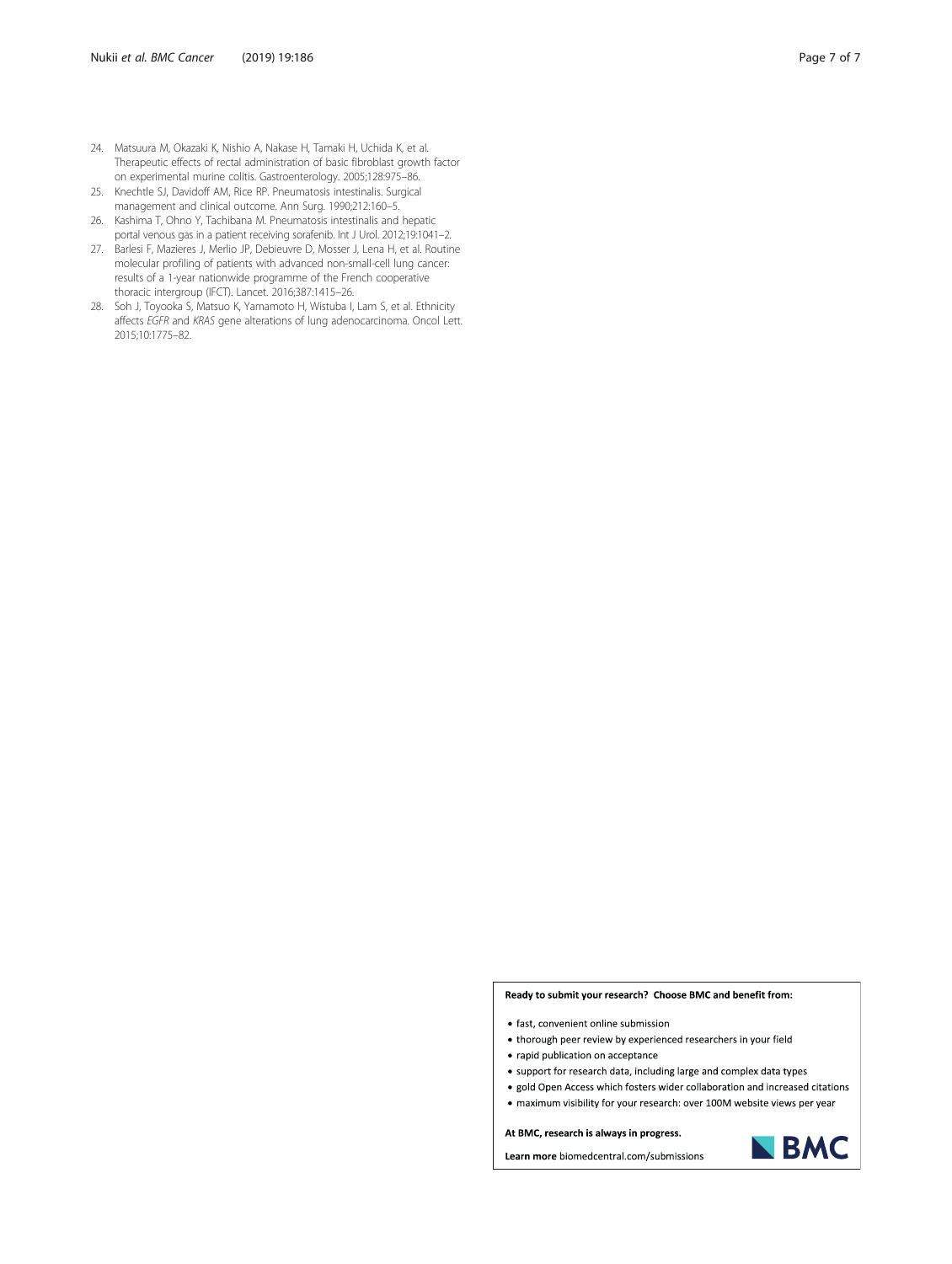24. Matsuura M, Okazaki K, Nishio A, Nakase H, Tamaki H, Uchida K, et al. Therapeutic effects of rectal administration of basic fibroblast growth factor on experimental murine colitis. Gastroenterology. 2005;128:975–86.
25. Knechtle SJ, Davidoff AM, Rice RP. Pneumatosis intestinalis. Surgical management and clinical outcome. Ann Surg. 1990;212:160–5.
26. Kashima T, Ohno Y, Tachibana M. Pneumatosis intestinalis and hepatic portal venous gas in a patient receiving sorafenib. Int J Urol. 2012;19:1041–2.
27. Barlesi F, Mazieres J, Merlio JP, Debieuvre D, Mosser J, Lena H, et al. Routine molecular profiling of patients with advanced non-small-cell lung cancer: results of a 1-year nationwide programme of the French cooperative thoracic intergroup (IFCT). Lancet. 2016;387:1415–26.
28. Soh J, Toyooka S, Matsuo K, Yamamoto H, Wistuba I, Lam S, et al. Ethnicity affects *EGFR* and *KRAS* gene alterations of lung adenocarcinoma. Oncol Lett. 2015;10:1775–82.

**Ready to submit your research? Choose BMC and benefit from:**

- fast, convenient online submission
- thorough peer review by experienced researchers in your field
- rapid publication on acceptance
- support for research data, including large and complex data types
- gold Open Access which fosters wider collaboration and increased citations
- maximum visibility for your research: over 100M website views per year

**At BMC, research is always in progress.**

**Learn more** biomedcentral.com/submissions

BMC